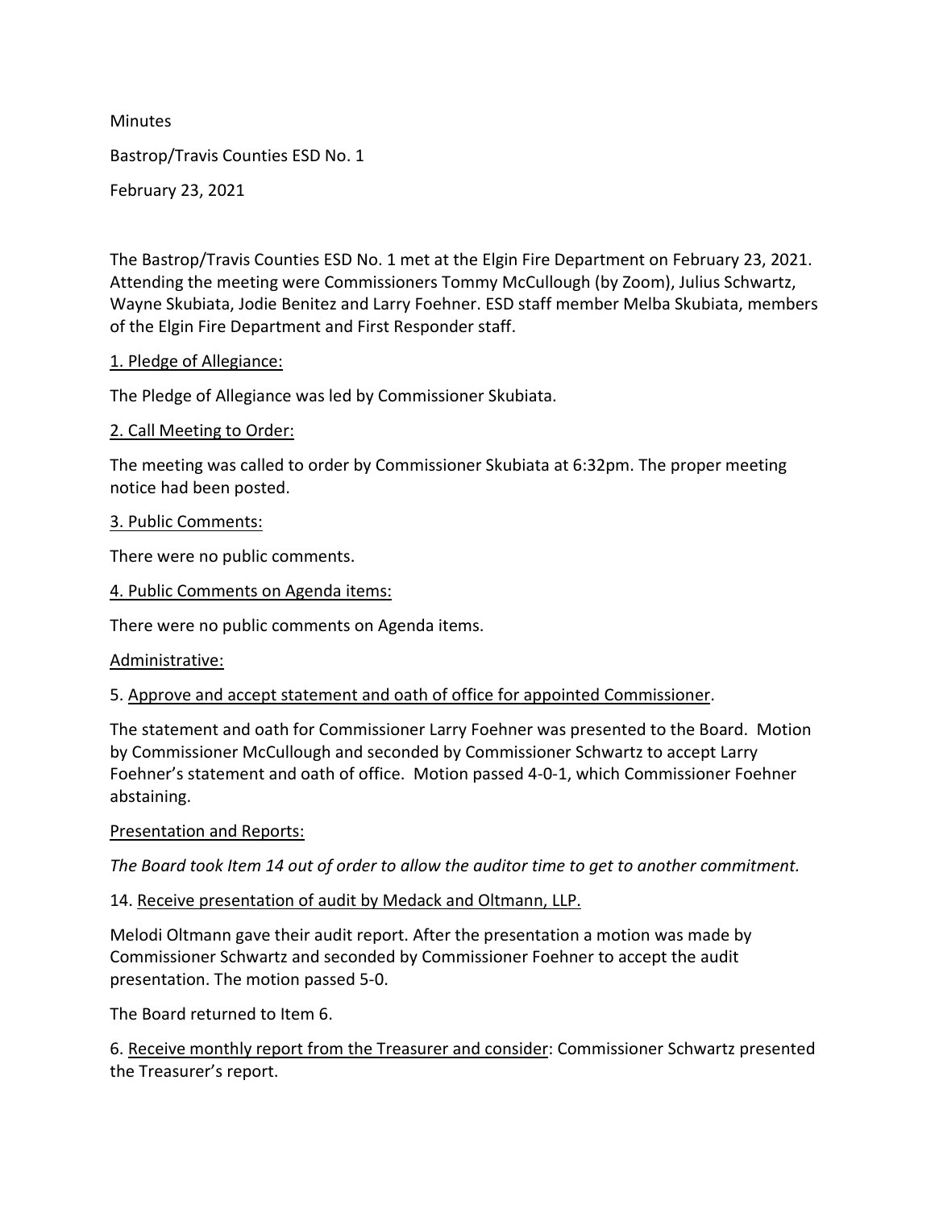Minutes

Bastrop/Travis Counties ESD No. 1

February 23, 2021

The Bastrop/Travis Counties ESD No. 1 met at the Elgin Fire Department on February 23, 2021. Attending the meeting were Commissioners Tommy McCullough (by Zoom), Julius Schwartz, Wayne Skubiata, Jodie Benitez and Larry Foehner. ESD staff member Melba Skubiata, members of the Elgin Fire Department and First Responder staff.

<u>1. Pledge of Allegiance:</u>

The Pledge of Allegiance was led by Commissioner Skubiata.

<u>2. Call Meeting to Order:</u>

The meeting was called to order by Commissioner Skubiata at 6:32pm. The proper meeting notice had been posted.

<u>3. Public Comments:</u>

There were no public comments.

<u>4. Public Comments on Agenda items:</u>

There were no public comments on Agenda items.

<u>Administrative:</u>

5. <u>Approve and accept statement and oath of office for appointed Commissioner</u>.

The statement and oath for Commissioner Larry Foehner was presented to the Board. Motion by Commissioner McCullough and seconded by Commissioner Schwartz to accept Larry Foehner's statement and oath of office. Motion passed 4-0-1, which Commissioner Foehner abstaining.

<u>Presentation and Reports:</u>

*The Board took Item 14 out of order to allow the auditor time to get to another commitment.*

14. <u>Receive presentation of audit by Medack and Oltmann, LLP.</u>

Melodi Oltmann gave their audit report. After the presentation a motion was made by Commissioner Schwartz and seconded by Commissioner Foehner to accept the audit presentation. The motion passed 5-0.

The Board returned to Item 6.

6. <u>Receive monthly report from the Treasurer and consider</u>: Commissioner Schwartz presented the Treasurer's report.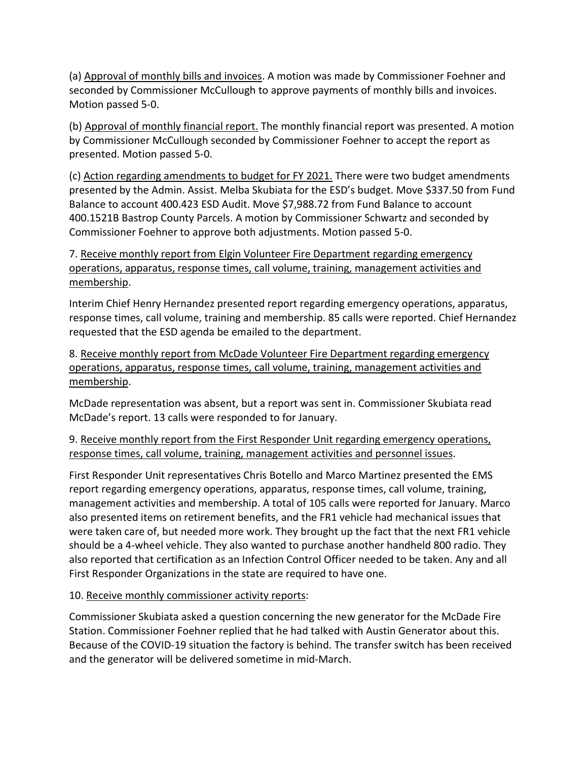(a) Approval of monthly bills and invoices. A motion was made by Commissioner Foehner and seconded by Commissioner McCullough to approve payments of monthly bills and invoices. Motion passed 5-0.

(b) Approval of monthly financial report. The monthly financial report was presented. A motion by Commissioner McCullough seconded by Commissioner Foehner to accept the report as presented. Motion passed 5-0.

(c) Action regarding amendments to budget for FY 2021. There were two budget amendments presented by the Admin. Assist. Melba Skubiata for the ESD's budget. Move $337.50 from Fund Balance to account 400.423 ESD Audit. Move $7,988.72 from Fund Balance to account 400.1521B Bastrop County Parcels. A motion by Commissioner Schwartz and seconded by Commissioner Foehner to approve both adjustments. Motion passed 5-0.

7. Receive monthly report from Elgin Volunteer Fire Department regarding emergency operations, apparatus, response times, call volume, training, management activities and membership.

Interim Chief Henry Hernandez presented report regarding emergency operations, apparatus, response times, call volume, training and membership. 85 calls were reported. Chief Hernandez requested that the ESD agenda be emailed to the department.

8. Receive monthly report from McDade Volunteer Fire Department regarding emergency operations, apparatus, response times, call volume, training, management activities and membership.

McDade representation was absent, but a report was sent in. Commissioner Skubiata read McDade's report. 13 calls were responded to for January.

9. Receive monthly report from the First Responder Unit regarding emergency operations, response times, call volume, training, management activities and personnel issues.

First Responder Unit representatives Chris Botello and Marco Martinez presented the EMS report regarding emergency operations, apparatus, response times, call volume, training, management activities and membership. A total of 105 calls were reported for January. Marco also presented items on retirement benefits, and the FR1 vehicle had mechanical issues that were taken care of, but needed more work. They brought up the fact that the next FR1 vehicle should be a 4-wheel vehicle. They also wanted to purchase another handheld 800 radio. They also reported that certification as an Infection Control Officer needed to be taken. Any and all First Responder Organizations in the state are required to have one.

10. Receive monthly commissioner activity reports:

Commissioner Skubiata asked a question concerning the new generator for the McDade Fire Station. Commissioner Foehner replied that he had talked with Austin Generator about this. Because of the COVID-19 situation the factory is behind. The transfer switch has been received and the generator will be delivered sometime in mid-March.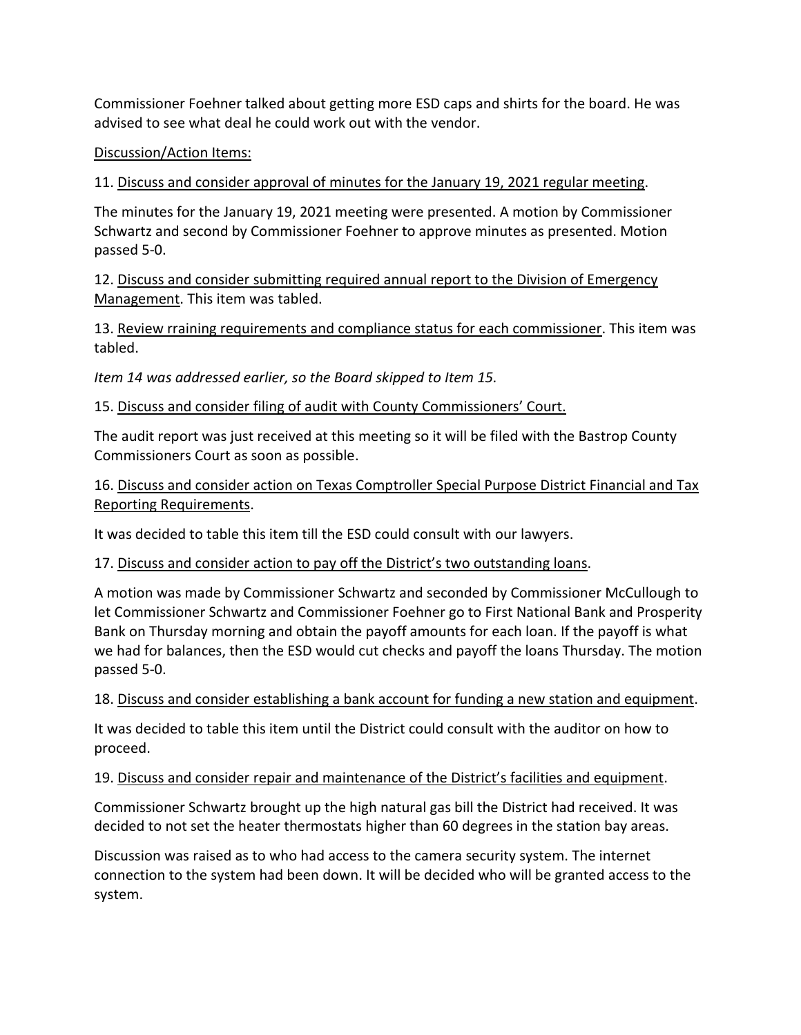Commissioner Foehner talked about getting more ESD caps and shirts for the board. He was advised to see what deal he could work out with the vendor.

<u>Discussion/Action Items:</u>

11. <u>Discuss and consider approval of minutes for the January 19, 2021 regular meeting</u>.

The minutes for the January 19, 2021 meeting were presented. A motion by Commissioner Schwartz and second by Commissioner Foehner to approve minutes as presented. Motion passed 5-0.

12. <u>Discuss and consider submitting required annual report to the Division of Emergency Management</u>. This item was tabled.

13. <u>Review rraining requirements and compliance status for each commissioner</u>. This item was tabled.

*Item 14 was addressed earlier, so the Board skipped to Item 15.*

15. <u>Discuss and consider filing of audit with County Commissioners' Court.</u>

The audit report was just received at this meeting so it will be filed with the Bastrop County Commissioners Court as soon as possible.

16. <u>Discuss and consider action on Texas Comptroller Special Purpose District Financial and Tax Reporting Requirements</u>.

It was decided to table this item till the ESD could consult with our lawyers.

17. <u>Discuss and consider action to pay off the District's two outstanding loans</u>.

A motion was made by Commissioner Schwartz and seconded by Commissioner McCullough to let Commissioner Schwartz and Commissioner Foehner go to First National Bank and Prosperity Bank on Thursday morning and obtain the payoff amounts for each loan. If the payoff is what we had for balances, then the ESD would cut checks and payoff the loans Thursday. The motion passed 5-0.

18. <u>Discuss and consider establishing a bank account for funding a new station and equipment</u>.

It was decided to table this item until the District could consult with the auditor on how to proceed.

19. <u>Discuss and consider repair and maintenance of the District's facilities and equipment</u>.

Commissioner Schwartz brought up the high natural gas bill the District had received. It was decided to not set the heater thermostats higher than 60 degrees in the station bay areas.

Discussion was raised as to who had access to the camera security system. The internet connection to the system had been down. It will be decided who will be granted access to the system.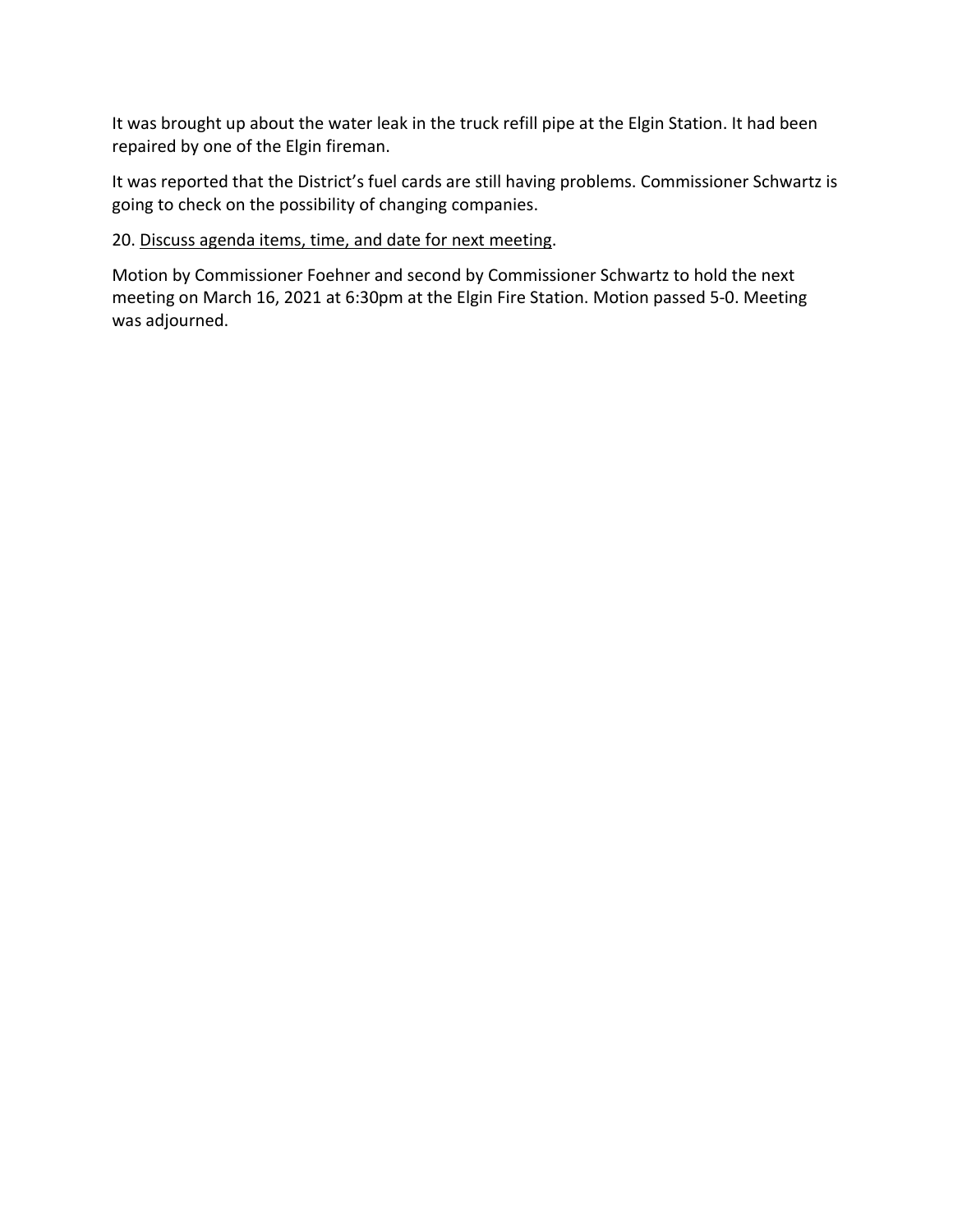It was brought up about the water leak in the truck refill pipe at the Elgin Station. It had been repaired by one of the Elgin fireman.

It was reported that the District's fuel cards are still having problems. Commissioner Schwartz is going to check on the possibility of changing companies.

20. <u>Discuss agenda items, time, and date for next meeting</u>.

Motion by Commissioner Foehner and second by Commissioner Schwartz to hold the next meeting on March 16, 2021 at 6:30pm at the Elgin Fire Station. Motion passed 5-0. Meeting was adjourned.